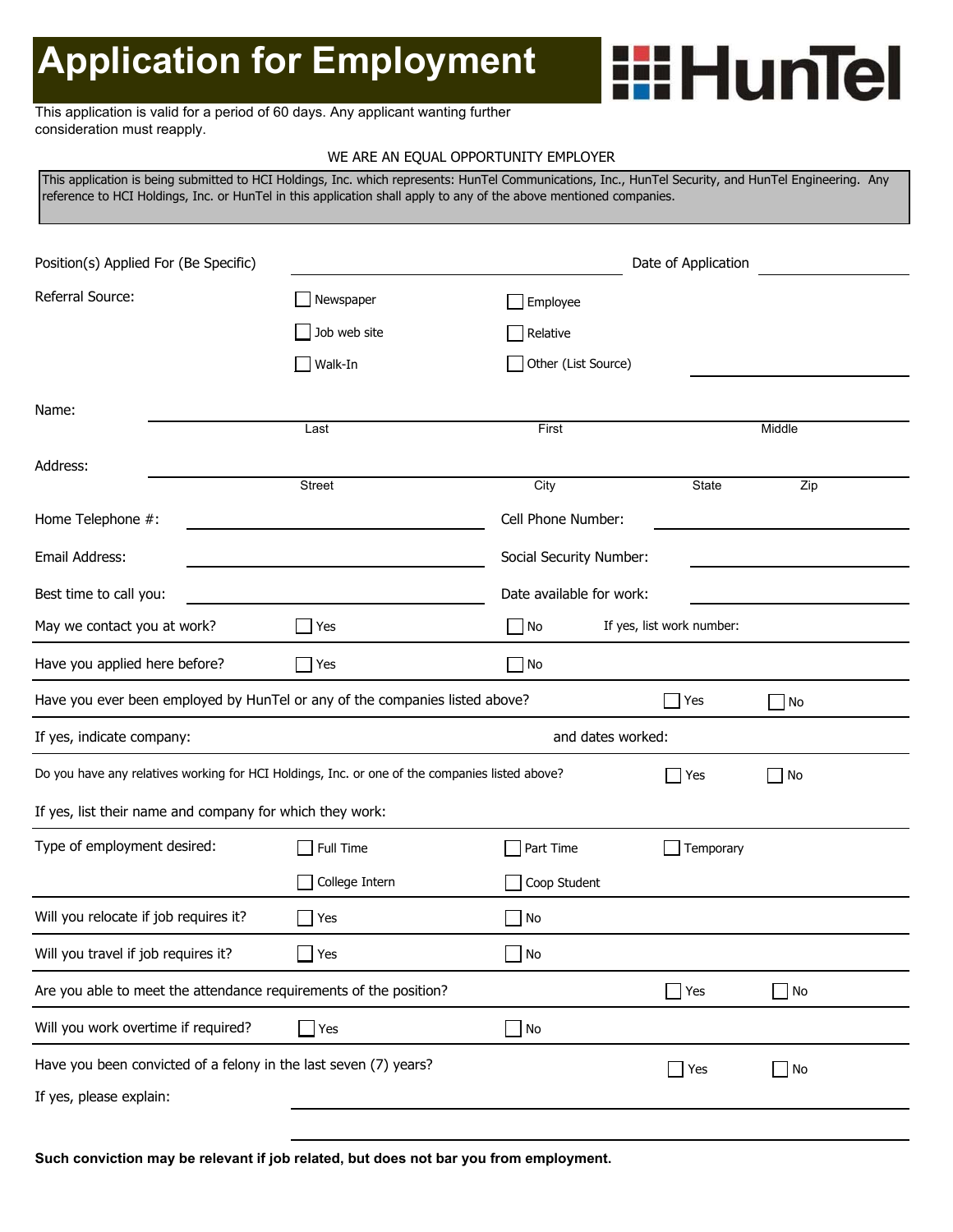# Application for Employment

HunTel

This application is valid for a period of 60 days. Any applicant wanting further consideration must reapply.

WE ARE AN EQUAL OPPORTUNITY EMPLOYER

This application is being submitted to HCI Holdings, Inc. which represents: HunTel Communications, Inc., HunTel Security, and HunTel Engineering. Any reference to HCI Holdings, Inc. or HunTel in this application shall apply to any of the above mentioned companies.

Position(s) Applied For (Be Specific) ________________ Date of Application ________________

Referral Source:
- ☐ Newspaper
- ☐ Employee
- ☐ Job web site
- ☐ Relative
- ☐ Walk-In
- ☐ Other (List Source) ________________

Name: ________________
Last | First | Middle

Address: ________________
Street | City | State | Zip

Home Telephone #: ________________ Cell Phone Number: ________________

Email Address: ________________ Social Security Number: ________________

Best time to call you: ________________ Date available for work: ________________

May we contact you at work? ☐ Yes ☐ No If yes, list work number:

Have you applied here before? ☐ Yes ☐ No

Have you ever been employed by HunTel or any of the companies listed above? ☐ Yes ☐ No

If yes, indicate company: and dates worked:

Do you have any relatives working for HCI Holdings, Inc. or one of the companies listed above? ☐ Yes ☐ No

If yes, list their name and company for which they work:

Type of employment desired: ☐ Full Time ☐ Part Time ☐ Temporary ☐ College Intern ☐ Coop Student

Will you relocate if job requires it? ☐ Yes ☐ No

Will you travel if job requires it? ☐ Yes ☐ No

Are you able to meet the attendance requirements of the position? ☐ Yes ☐ No

Will you work overtime if required? ☐ Yes ☐ No

Have you been convicted of a felony in the last seven (7) years? ☐ Yes ☐ No

If yes, please explain: ________________

**Such conviction may be relevant if job related, but does not bar you from employment.**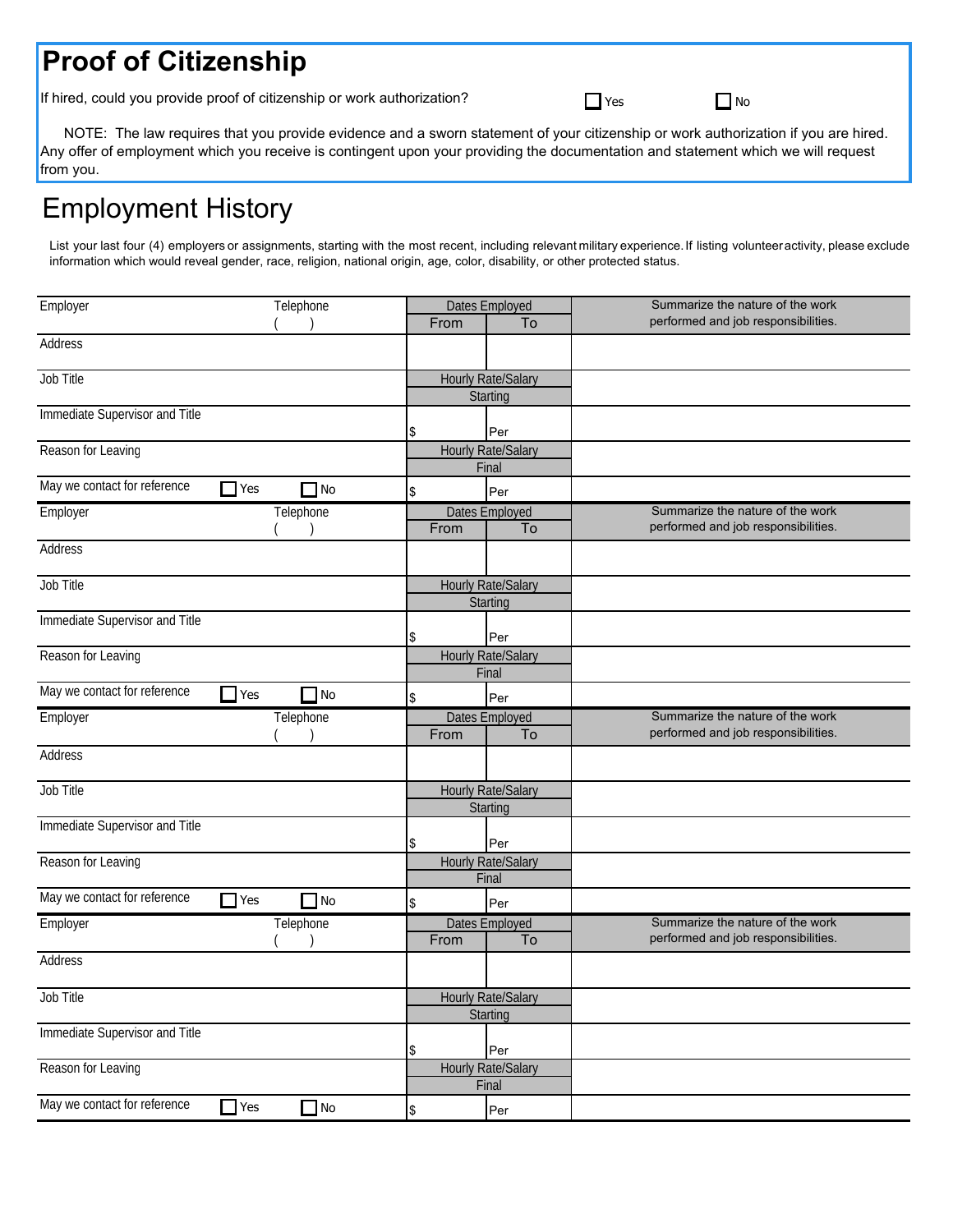## Proof of Citizenship

If hired, could you provide proof of citizenship or work authorization? ☐ Yes ☐ No

NOTE: The law requires that you provide evidence and a sworn statement of your citizenship or work authorization if you are hired. Any offer of employment which you receive is contingent upon your providing the documentation and statement which we will request from you.

# Employment History

List your last four (4) employers or assignments, starting with the most recent, including relevant military experience. If listing volunteer activity, please exclude information which would reveal gender, race, religion, national origin, age, color, disability, or other protected status.

| Employer | Telephone ( ) | Dates Employed From | To | Summarize the nature of the work performed and job responsibilities. |
|---|---|---|---|---|
| Address | | | | |
| Job Title | | Hourly Rate/Salary Starting | | |
| Immediate Supervisor and Title | | $ | Per | |
| Reason for Leaving | | Hourly Rate/Salary Final | | |
| May we contact for reference | ☐ Yes ☐ No | $ | Per | |

| Employer | Telephone ( ) | Dates Employed From | To | Summarize the nature of the work performed and job responsibilities. |
|---|---|---|---|---|
| Address | | | | |
| Job Title | | Hourly Rate/Salary Starting | | |
| Immediate Supervisor and Title | | $ | Per | |
| Reason for Leaving | | Hourly Rate/Salary Final | | |
| May we contact for reference | ☐ Yes ☐ No | $ | Per | |

| Employer | Telephone ( ) | Dates Employed From | To | Summarize the nature of the work performed and job responsibilities. |
|---|---|---|---|---|
| Address | | | | |
| Job Title | | Hourly Rate/Salary Starting | | |
| Immediate Supervisor and Title | | $ | Per | |
| Reason for Leaving | | Hourly Rate/Salary Final | | |
| May we contact for reference | ☐ Yes ☐ No | $ | Per | |

| Employer | Telephone ( ) | Dates Employed From | To | Summarize the nature of the work performed and job responsibilities. |
|---|---|---|---|---|
| Address | | | | |
| Job Title | | Hourly Rate/Salary Starting | | |
| Immediate Supervisor and Title | | $ | Per | |
| Reason for Leaving | | Hourly Rate/Salary Final | | |
| May we contact for reference | ☐ Yes ☐ No | $ | Per | |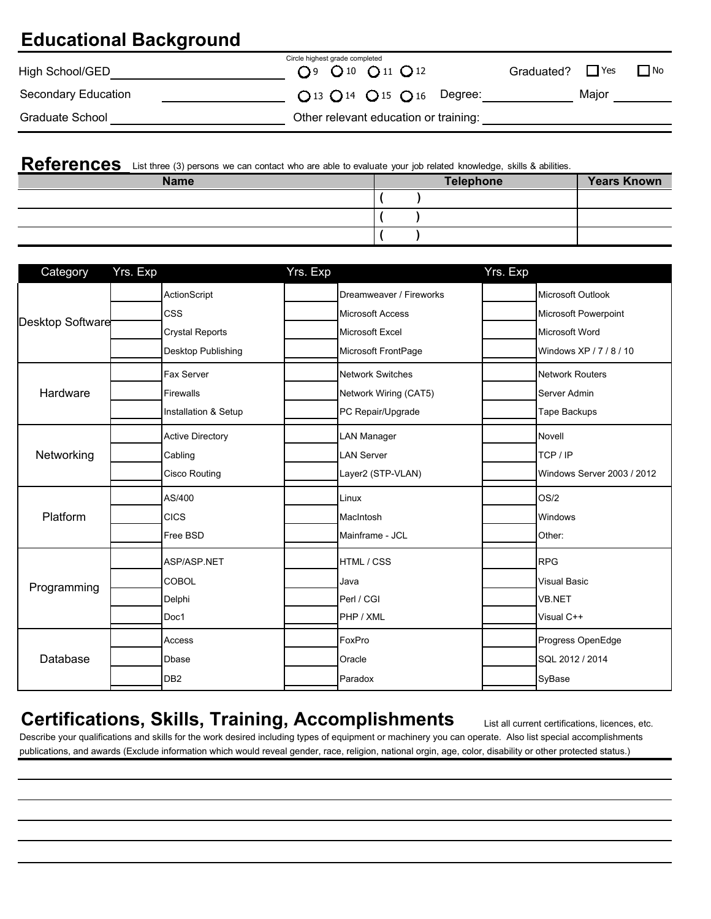## Educational Background

| | | Circle highest grade completed | | | |
|---|---|---|---|---|---|
| High School/GED | | ○ 9 ○ 10 ○ 11 ○ 12 | Graduated? ☐ Yes ☐ No | | |
| Secondary Education | | ○ 13 ○ 14 ○ 15 ○ 16 | Degree: | Major | |
| Graduate School | | Other relevant education or training: | | | |

## References

List three (3) persons we can contact who are able to evaluate your job related knowledge, skills & abilities.

| Name | Telephone | Years Known |
|---|---|---|
| | ( ) | |
| | ( ) | |
| | ( ) | |

| Category | Yrs. Exp | | Yrs. Exp | | Yrs. Exp | |
|---|---|---|---|---|---|---|
| Desktop Software | | ActionScript | | Dreamweaver / Fireworks | | Microsoft Outlook |
| | | CSS | | Microsoft Access | | Microsoft Powerpoint |
| | | Crystal Reports | | Microsoft Excel | | Microsoft Word |
| | | Desktop Publishing | | Microsoft FrontPage | | Windows XP / 7 / 8 / 10 |
| Hardware | | Fax Server | | Network Switches | | Network Routers |
| | | Firewalls | | Network Wiring (CAT5) | | Server Admin |
| | | Installation & Setup | | PC Repair/Upgrade | | Tape Backups |
| Networking | | Active Directory | | LAN Manager | | Novell |
| | | Cabling | | LAN Server | | TCP / IP |
| | | Cisco Routing | | Layer2 (STP-VLAN) | | Windows Server 2003 / 2012 |
| Platform | | AS/400 | | Linux | | OS/2 |
| | | CICS | | MacIntosh | | Windows |
| | | Free BSD | | Mainframe - JCL | | Other: |
| Programming | | ASP/ASP.NET | | HTML / CSS | | RPG |
| | | COBOL | | Java | | Visual Basic |
| | | Delphi | | Perl / CGI | | VB.NET |
| | | Doc1 | | PHP / XML | | Visual C++ |
| Database | | Access | | FoxPro | | Progress OpenEdge |
| | | Dbase | | Oracle | | SQL 2012 / 2014 |
| | | DB2 | | Paradox | | SyBase |

## Certifications, Skills, Training, Accomplishments

List all current certifications, licences, etc.

Describe your qualifications and skills for the work desired including types of equipment or machinery you can operate. Also list special accomplishments publications, and awards (Exclude information which would reveal gender, race, religion, national orgin, age, color, disability or other protected status.)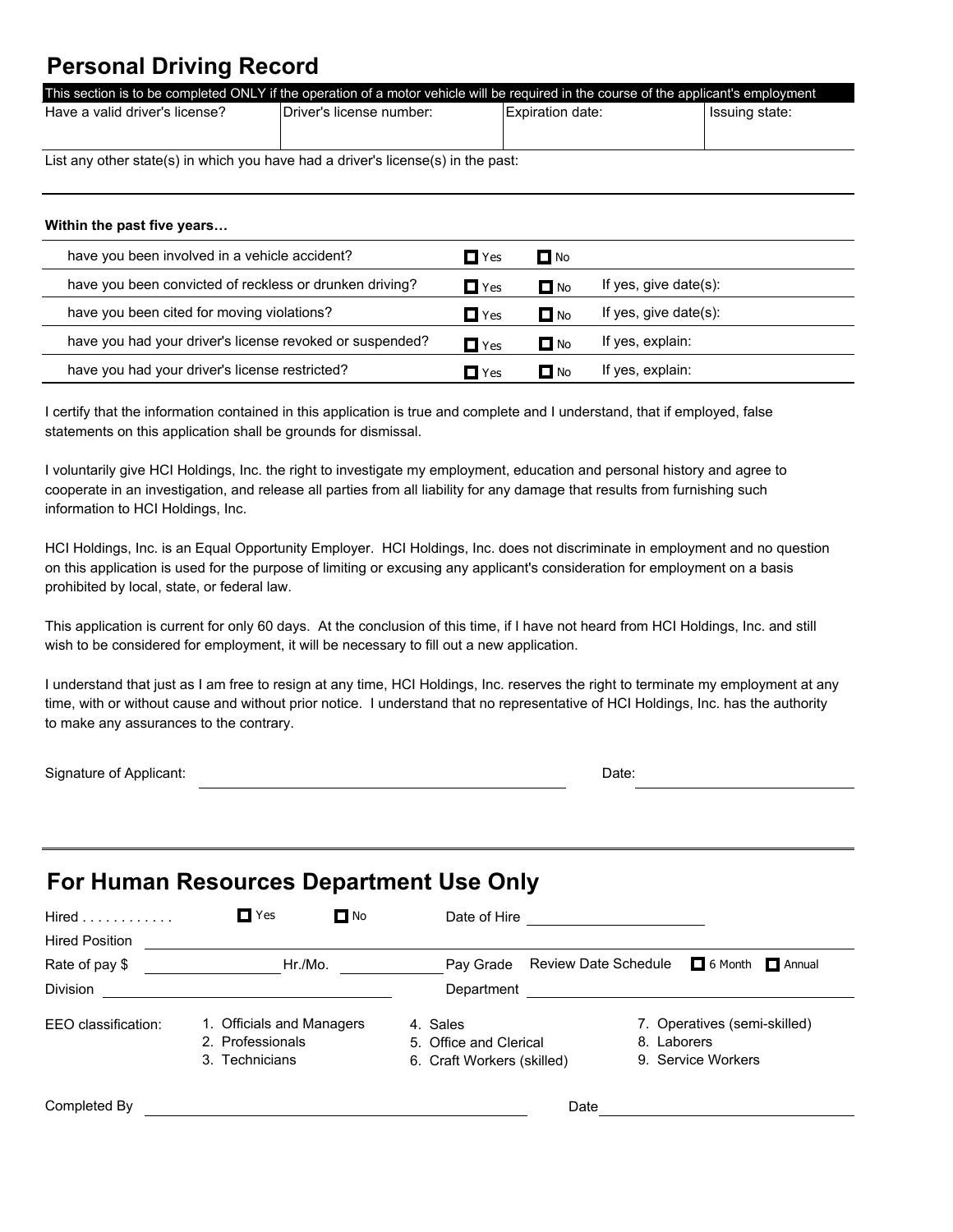## Personal Driving Record

**This section is to be completed ONLY if the operation of a motor vehicle will be required in the course of the applicant's employment**

| Have a valid driver's license? | Driver's license number: | Expiration date: | Issuing state: |
|---|---|---|---|
| | | | |

List any other state(s) in which you have had a driver's license(s) in the past:

**Within the past five years…**

| | | | |
|---|---|---|---|
| have you been involved in a vehicle accident? | ☐ Yes | ☐ No | |
| have you been convicted of reckless or drunken driving? | ☐ Yes | ☐ No | If yes, give date(s): |
| have you been cited for moving violations? | ☐ Yes | ☐ No | If yes, give date(s): |
| have you had your driver's license revoked or suspended? | ☐ Yes | ☐ No | If yes, explain: |
| have you had your driver's license restricted? | ☐ Yes | ☐ No | If yes, explain: |

I certify that the information contained in this application is true and complete and I understand, that if employed, false statements on this application shall be grounds for dismissal.

I voluntarily give HCI Holdings, Inc. the right to investigate my employment, education and personal history and agree to cooperate in an investigation, and release all parties from all liability for any damage that results from furnishing such information to HCI Holdings, Inc.

HCI Holdings, Inc. is an Equal Opportunity Employer. HCI Holdings, Inc. does not discriminate in employment and no question on this application is used for the purpose of limiting or excusing any applicant's consideration for employment on a basis prohibited by local, state, or federal law.

This application is current for only 60 days. At the conclusion of this time, if I have not heard from HCI Holdings, Inc. and still wish to be considered for employment, it will be necessary to fill out a new application.

I understand that just as I am free to resign at any time, HCI Holdings, Inc. reserves the right to terminate my employment at any time, with or without cause and without prior notice. I understand that no representative of HCI Holdings, Inc. has the authority to make any assurances to the contrary.

Signature of Applicant: ______________________________ Date: ______________

## For Human Resources Department Use Only

Hired . . . . . . . . . . . . ☐ Yes ☐ No Date of Hire ______________

Hired Position ______________________________

Rate of pay $ ______________ Hr./Mo. ______________ Pay Grade Review Date Schedule ☐ 6 Month ☐ Annual

Division ______________________________ Department ______________________________

EEO classification:

1. Officials and Managers
2. Professionals
3. Technicians
4. Sales
5. Office and Clerical
6. Craft Workers (skilled)
7. Operatives (semi-skilled)
8. Laborers
9. Service Workers

Completed By ______________________________ Date ______________